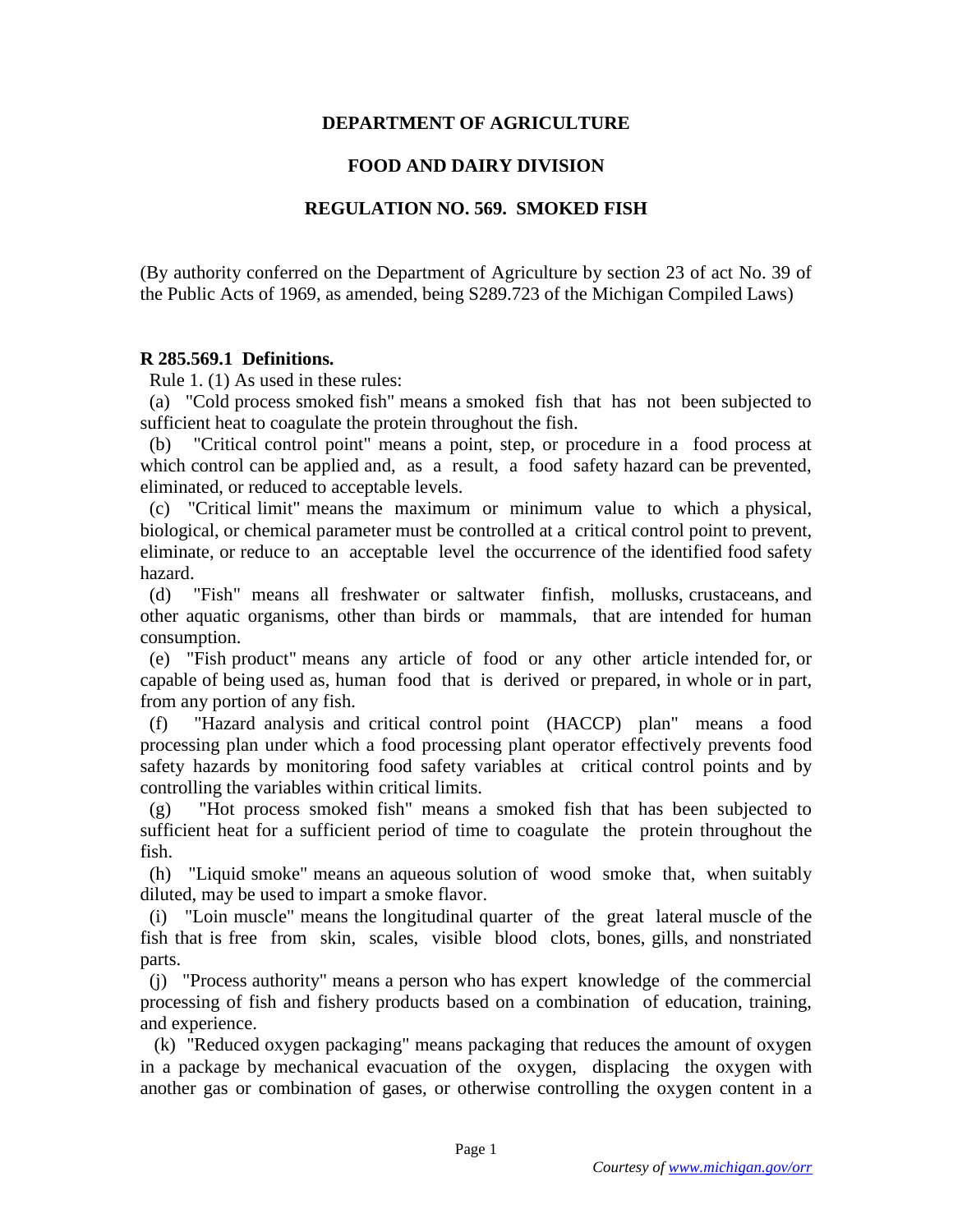# DEPARTMENT OF AGRICULTURE

## FOOD AND DAIRY DIVISION

## REGULATION NO. 569. SMOKED FISH

(By authority conferred on the Department of Agriculture by section 23 of act No. 39 of the Public Acts of 1969, as amended, being S289.723 of the Michigan Compiled Laws)

**R 285.569.1 Definitions.**

Rule 1. (1) As used in these rules:

(a) "Cold process smoked fish" means a smoked fish that has not been subjected to sufficient heat to coagulate the protein throughout the fish.

(b) "Critical control point" means a point, step, or procedure in a food process at which control can be applied and, as a result, a food safety hazard can be prevented, eliminated, or reduced to acceptable levels.

(c) "Critical limit" means the maximum or minimum value to which a physical, biological, or chemical parameter must be controlled at a critical control point to prevent, eliminate, or reduce to an acceptable level the occurrence of the identified food safety hazard.

(d) "Fish" means all freshwater or saltwater finfish, mollusks, crustaceans, and other aquatic organisms, other than birds or mammals, that are intended for human consumption.

(e) "Fish product" means any article of food or any other article intended for, or capable of being used as, human food that is derived or prepared, in whole or in part, from any portion of any fish.

(f) "Hazard analysis and critical control point (HACCP) plan" means a food processing plan under which a food processing plant operator effectively prevents food safety hazards by monitoring food safety variables at critical control points and by controlling the variables within critical limits.

(g) "Hot process smoked fish" means a smoked fish that has been subjected to sufficient heat for a sufficient period of time to coagulate the protein throughout the fish.

(h) "Liquid smoke" means an aqueous solution of wood smoke that, when suitably diluted, may be used to impart a smoke flavor.

(i) "Loin muscle" means the longitudinal quarter of the great lateral muscle of the fish that is free from skin, scales, visible blood clots, bones, gills, and nonstriated parts.

(j) "Process authority" means a person who has expert knowledge of the commercial processing of fish and fishery products based on a combination of education, training, and experience.

(k) "Reduced oxygen packaging" means packaging that reduces the amount of oxygen in a package by mechanical evacuation of the oxygen, displacing the oxygen with another gas or combination of gases, or otherwise controlling the oxygen content in a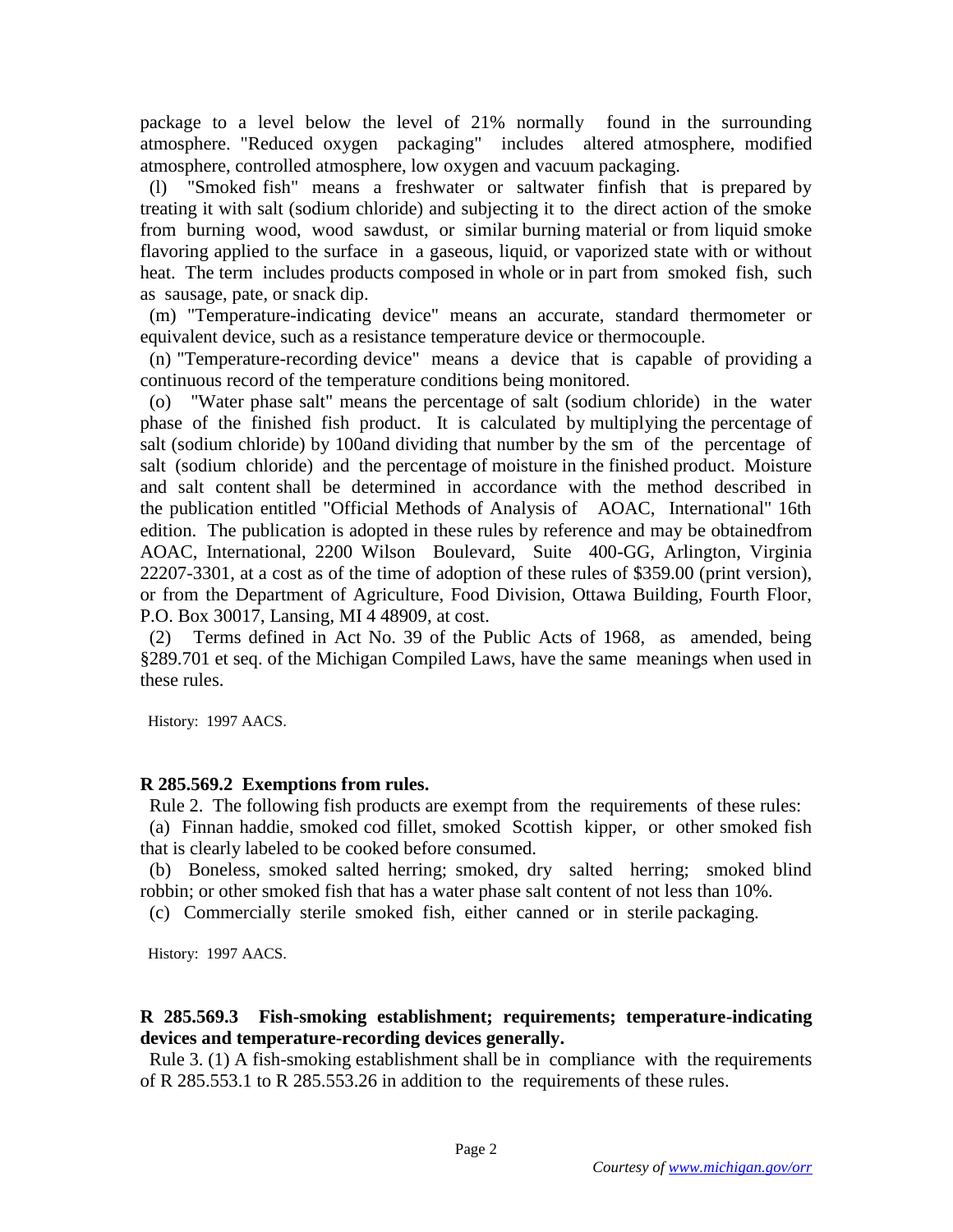package to a level below the level of 21% normally found in the surrounding atmosphere. "Reduced oxygen packaging" includes altered atmosphere, modified atmosphere, controlled atmosphere, low oxygen and vacuum packaging.

(l) "Smoked fish" means a freshwater or saltwater finfish that is prepared by treating it with salt (sodium chloride) and subjecting it to the direct action of the smoke from burning wood, wood sawdust, or similar burning material or from liquid smoke flavoring applied to the surface in a gaseous, liquid, or vaporized state with or without heat. The term includes products composed in whole or in part from smoked fish, such as sausage, pate, or snack dip.

(m) "Temperature-indicating device" means an accurate, standard thermometer or equivalent device, such as a resistance temperature device or thermocouple.

(n) "Temperature-recording device" means a device that is capable of providing a continuous record of the temperature conditions being monitored.

(o) "Water phase salt" means the percentage of salt (sodium chloride) in the water phase of the finished fish product. It is calculated by multiplying the percentage of salt (sodium chloride) by 100and dividing that number by the sm of the percentage of salt (sodium chloride) and the percentage of moisture in the finished product. Moisture and salt content shall be determined in accordance with the method described in the publication entitled "Official Methods of Analysis of AOAC, International" 16th edition. The publication is adopted in these rules by reference and may be obtainedfrom AOAC, International, 2200 Wilson Boulevard, Suite 400-GG, Arlington, Virginia 22207-3301, at a cost as of the time of adoption of these rules of $359.00 (print version), or from the Department of Agriculture, Food Division, Ottawa Building, Fourth Floor, P.O. Box 30017, Lansing, MI 4 48909, at cost.

(2) Terms defined in Act No. 39 of the Public Acts of 1968, as amended, being §289.701 et seq. of the Michigan Compiled Laws, have the same meanings when used in these rules.

History: 1997 AACS.

**R 285.569.2 Exemptions from rules.**

Rule 2. The following fish products are exempt from the requirements of these rules:

(a) Finnan haddie, smoked cod fillet, smoked Scottish kipper, or other smoked fish that is clearly labeled to be cooked before consumed.

(b) Boneless, smoked salted herring; smoked, dry salted herring; smoked blind robbin; or other smoked fish that has a water phase salt content of not less than 10%.

(c) Commercially sterile smoked fish, either canned or in sterile packaging.

History: 1997 AACS.

**R 285.569.3 Fish-smoking establishment; requirements; temperature-indicating devices and temperature-recording devices generally.**

Rule 3. (1) A fish-smoking establishment shall be in compliance with the requirements of R 285.553.1 to R 285.553.26 in addition to the requirements of these rules.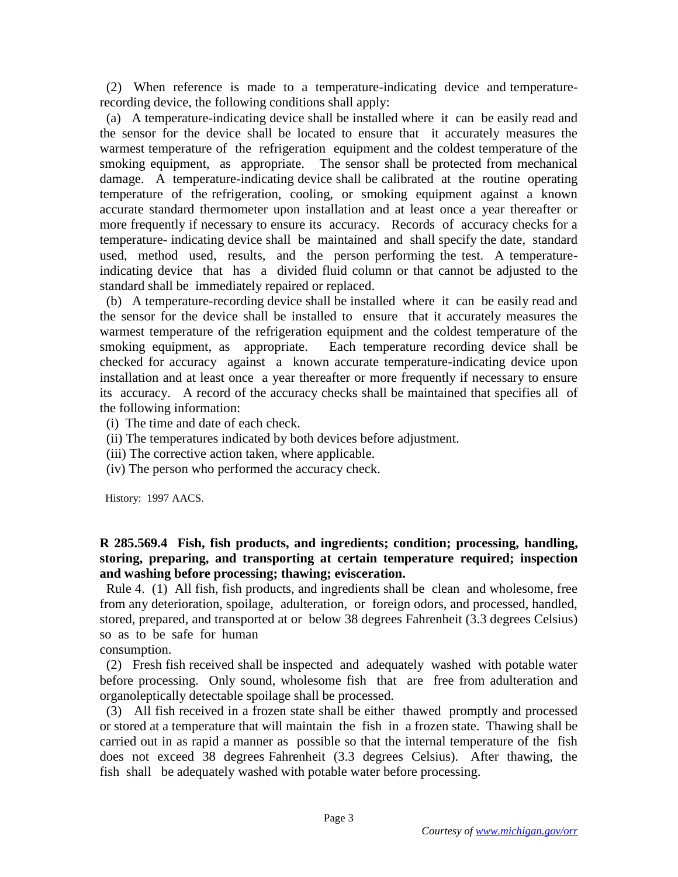(2) When reference is made to a temperature-indicating device and temperature-recording device, the following conditions shall apply:

(a) A temperature-indicating device shall be installed where it can be easily read and the sensor for the device shall be located to ensure that it accurately measures the warmest temperature of the refrigeration equipment and the coldest temperature of the smoking equipment, as appropriate. The sensor shall be protected from mechanical damage. A temperature-indicating device shall be calibrated at the routine operating temperature of the refrigeration, cooling, or smoking equipment against a known accurate standard thermometer upon installation and at least once a year thereafter or more frequently if necessary to ensure its accuracy. Records of accuracy checks for a temperature- indicating device shall be maintained and shall specify the date, standard used, method used, results, and the person performing the test. A temperature-indicating device that has a divided fluid column or that cannot be adjusted to the standard shall be immediately repaired or replaced.

(b) A temperature-recording device shall be installed where it can be easily read and the sensor for the device shall be installed to ensure that it accurately measures the warmest temperature of the refrigeration equipment and the coldest temperature of the smoking equipment, as appropriate. Each temperature recording device shall be checked for accuracy against a known accurate temperature-indicating device upon installation and at least once a year thereafter or more frequently if necessary to ensure its accuracy. A record of the accuracy checks shall be maintained that specifies all of the following information:

(i) The time and date of each check.

(ii) The temperatures indicated by both devices before adjustment.

(iii) The corrective action taken, where applicable.

(iv) The person who performed the accuracy check.

History: 1997 AACS.

**R 285.569.4 Fish, fish products, and ingredients; condition; processing, handling, storing, preparing, and transporting at certain temperature required; inspection and washing before processing; thawing; evisceration.**

Rule 4. (1) All fish, fish products, and ingredients shall be clean and wholesome, free from any deterioration, spoilage, adulteration, or foreign odors, and processed, handled, stored, prepared, and transported at or below 38 degrees Fahrenheit (3.3 degrees Celsius) so as to be safe for human consumption.

(2) Fresh fish received shall be inspected and adequately washed with potable water before processing. Only sound, wholesome fish that are free from adulteration and organoleptically detectable spoilage shall be processed.

(3) All fish received in a frozen state shall be either thawed promptly and processed or stored at a temperature that will maintain the fish in a frozen state. Thawing shall be carried out in as rapid a manner as possible so that the internal temperature of the fish does not exceed 38 degrees Fahrenheit (3.3 degrees Celsius). After thawing, the fish shall be adequately washed with potable water before processing.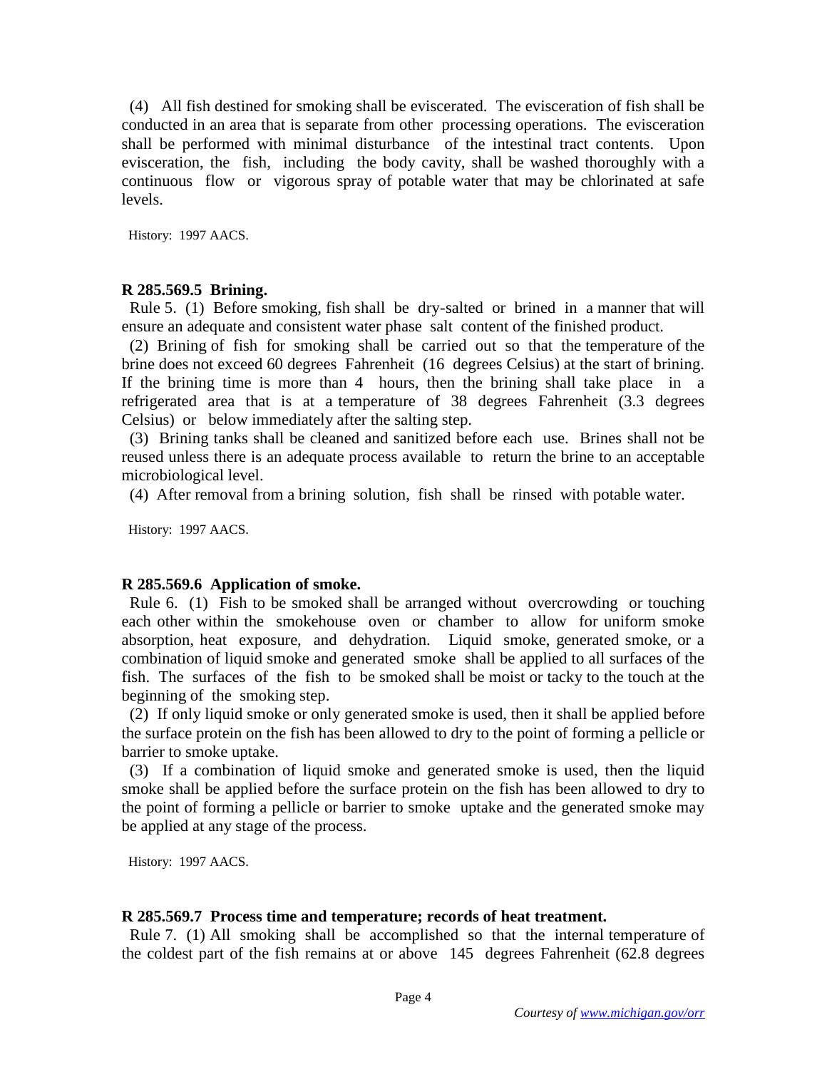(4) All fish destined for smoking shall be eviscerated. The evisceration of fish shall be conducted in an area that is separate from other processing operations. The evisceration shall be performed with minimal disturbance of the intestinal tract contents. Upon evisceration, the fish, including the body cavity, shall be washed thoroughly with a continuous flow or vigorous spray of potable water that may be chlorinated at safe levels.

History: 1997 AACS.

**R 285.569.5 Brining.**

Rule 5. (1) Before smoking, fish shall be dry-salted or brined in a manner that will ensure an adequate and consistent water phase salt content of the finished product.

(2) Brining of fish for smoking shall be carried out so that the temperature of the brine does not exceed 60 degrees Fahrenheit (16 degrees Celsius) at the start of brining. If the brining time is more than 4 hours, then the brining shall take place in a refrigerated area that is at a temperature of 38 degrees Fahrenheit (3.3 degrees Celsius) or below immediately after the salting step.

(3) Brining tanks shall be cleaned and sanitized before each use. Brines shall not be reused unless there is an adequate process available to return the brine to an acceptable microbiological level.

(4) After removal from a brining solution, fish shall be rinsed with potable water.

History: 1997 AACS.

**R 285.569.6 Application of smoke.**

Rule 6. (1) Fish to be smoked shall be arranged without overcrowding or touching each other within the smokehouse oven or chamber to allow for uniform smoke absorption, heat exposure, and dehydration. Liquid smoke, generated smoke, or a combination of liquid smoke and generated smoke shall be applied to all surfaces of the fish. The surfaces of the fish to be smoked shall be moist or tacky to the touch at the beginning of the smoking step.

(2) If only liquid smoke or only generated smoke is used, then it shall be applied before the surface protein on the fish has been allowed to dry to the point of forming a pellicle or barrier to smoke uptake.

(3) If a combination of liquid smoke and generated smoke is used, then the liquid smoke shall be applied before the surface protein on the fish has been allowed to dry to the point of forming a pellicle or barrier to smoke uptake and the generated smoke may be applied at any stage of the process.

History: 1997 AACS.

**R 285.569.7 Process time and temperature; records of heat treatment.**

Rule 7. (1) All smoking shall be accomplished so that the internal temperature of the coldest part of the fish remains at or above 145 degrees Fahrenheit (62.8 degrees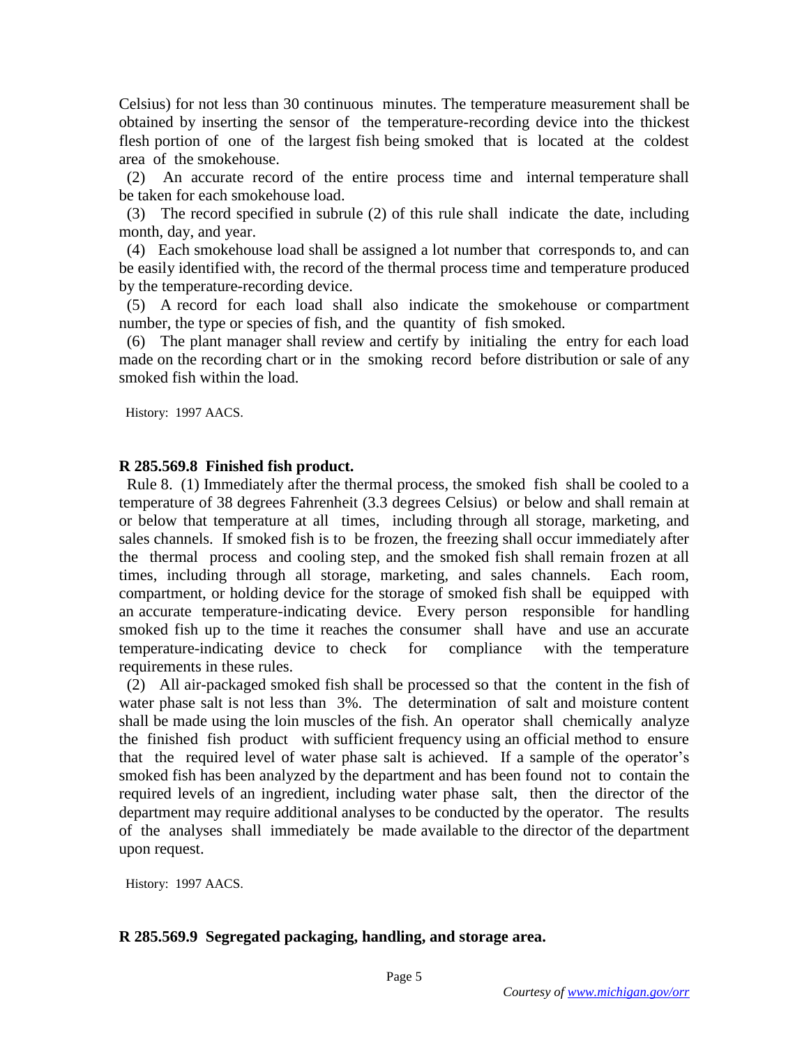Celsius) for not less than 30 continuous minutes. The temperature measurement shall be obtained by inserting the sensor of the temperature-recording device into the thickest flesh portion of one of the largest fish being smoked that is located at the coldest area of the smokehouse.

(2) An accurate record of the entire process time and internal temperature shall be taken for each smokehouse load.

(3) The record specified in subrule (2) of this rule shall indicate the date, including month, day, and year.

(4) Each smokehouse load shall be assigned a lot number that corresponds to, and can be easily identified with, the record of the thermal process time and temperature produced by the temperature-recording device.

(5) A record for each load shall also indicate the smokehouse or compartment number, the type or species of fish, and the quantity of fish smoked.

(6) The plant manager shall review and certify by initialing the entry for each load made on the recording chart or in the smoking record before distribution or sale of any smoked fish within the load.

History: 1997 AACS.

**R 285.569.8 Finished fish product.**

Rule 8. (1) Immediately after the thermal process, the smoked fish shall be cooled to a temperature of 38 degrees Fahrenheit (3.3 degrees Celsius) or below and shall remain at or below that temperature at all times, including through all storage, marketing, and sales channels. If smoked fish is to be frozen, the freezing shall occur immediately after the thermal process and cooling step, and the smoked fish shall remain frozen at all times, including through all storage, marketing, and sales channels. Each room, compartment, or holding device for the storage of smoked fish shall be equipped with an accurate temperature-indicating device. Every person responsible for handling smoked fish up to the time it reaches the consumer shall have and use an accurate temperature-indicating device to check for compliance with the temperature requirements in these rules.

(2) All air-packaged smoked fish shall be processed so that the content in the fish of water phase salt is not less than 3%. The determination of salt and moisture content shall be made using the loin muscles of the fish. An operator shall chemically analyze the finished fish product with sufficient frequency using an official method to ensure that the required level of water phase salt is achieved. If a sample of the operator's smoked fish has been analyzed by the department and has been found not to contain the required levels of an ingredient, including water phase salt, then the director of the department may require additional analyses to be conducted by the operator. The results of the analyses shall immediately be made available to the director of the department upon request.

History: 1997 AACS.

**R 285.569.9 Segregated packaging, handling, and storage area.**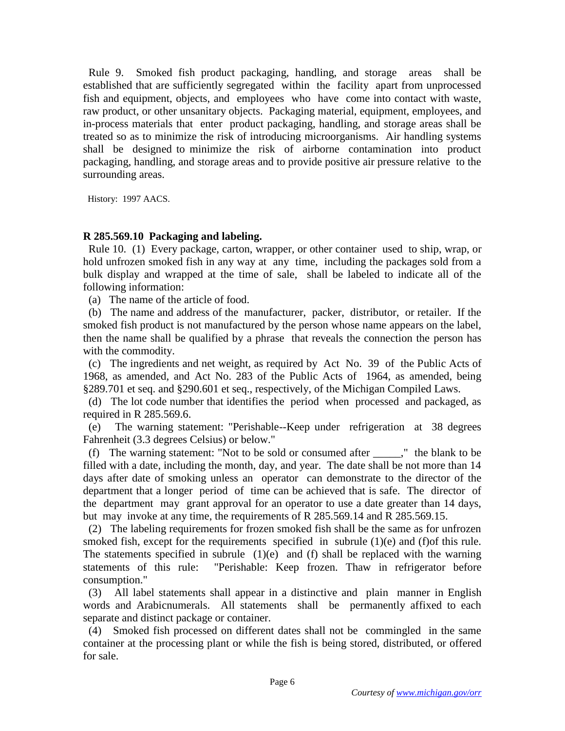Rule 9. Smoked fish product packaging, handling, and storage areas shall be established that are sufficiently segregated within the facility apart from unprocessed fish and equipment, objects, and employees who have come into contact with waste, raw product, or other unsanitary objects. Packaging material, equipment, employees, and in-process materials that enter product packaging, handling, and storage areas shall be treated so as to minimize the risk of introducing microorganisms. Air handling systems shall be designed to minimize the risk of airborne contamination into product packaging, handling, and storage areas and to provide positive air pressure relative to the surrounding areas.

History: 1997 AACS.

**R 285.569.10 Packaging and labeling.**

Rule 10. (1) Every package, carton, wrapper, or other container used to ship, wrap, or hold unfrozen smoked fish in any way at any time, including the packages sold from a bulk display and wrapped at the time of sale, shall be labeled to indicate all of the following information:

(a) The name of the article of food.

(b) The name and address of the manufacturer, packer, distributor, or retailer. If the smoked fish product is not manufactured by the person whose name appears on the label, then the name shall be qualified by a phrase that reveals the connection the person has with the commodity.

(c) The ingredients and net weight, as required by Act No. 39 of the Public Acts of 1968, as amended, and Act No. 283 of the Public Acts of 1964, as amended, being §289.701 et seq. and §290.601 et seq., respectively, of the Michigan Compiled Laws.

(d) The lot code number that identifies the period when processed and packaged, as required in R 285.569.6.

(e) The warning statement: "Perishable--Keep under refrigeration at 38 degrees Fahrenheit (3.3 degrees Celsius) or below."

(f) The warning statement: "Not to be sold or consumed after _____," the blank to be filled with a date, including the month, day, and year. The date shall be not more than 14 days after date of smoking unless an operator can demonstrate to the director of the department that a longer period of time can be achieved that is safe. The director of the department may grant approval for an operator to use a date greater than 14 days, but may invoke at any time, the requirements of R 285.569.14 and R 285.569.15.

(2) The labeling requirements for frozen smoked fish shall be the same as for unfrozen smoked fish, except for the requirements specified in subrule (1)(e) and (f)of this rule. The statements specified in subrule (1)(e) and (f) shall be replaced with the warning statements of this rule: "Perishable: Keep frozen. Thaw in refrigerator before consumption."

(3) All label statements shall appear in a distinctive and plain manner in English words and Arabicnumerals. All statements shall be permanently affixed to each separate and distinct package or container.

(4) Smoked fish processed on different dates shall not be commingled in the same container at the processing plant or while the fish is being stored, distributed, or offered for sale.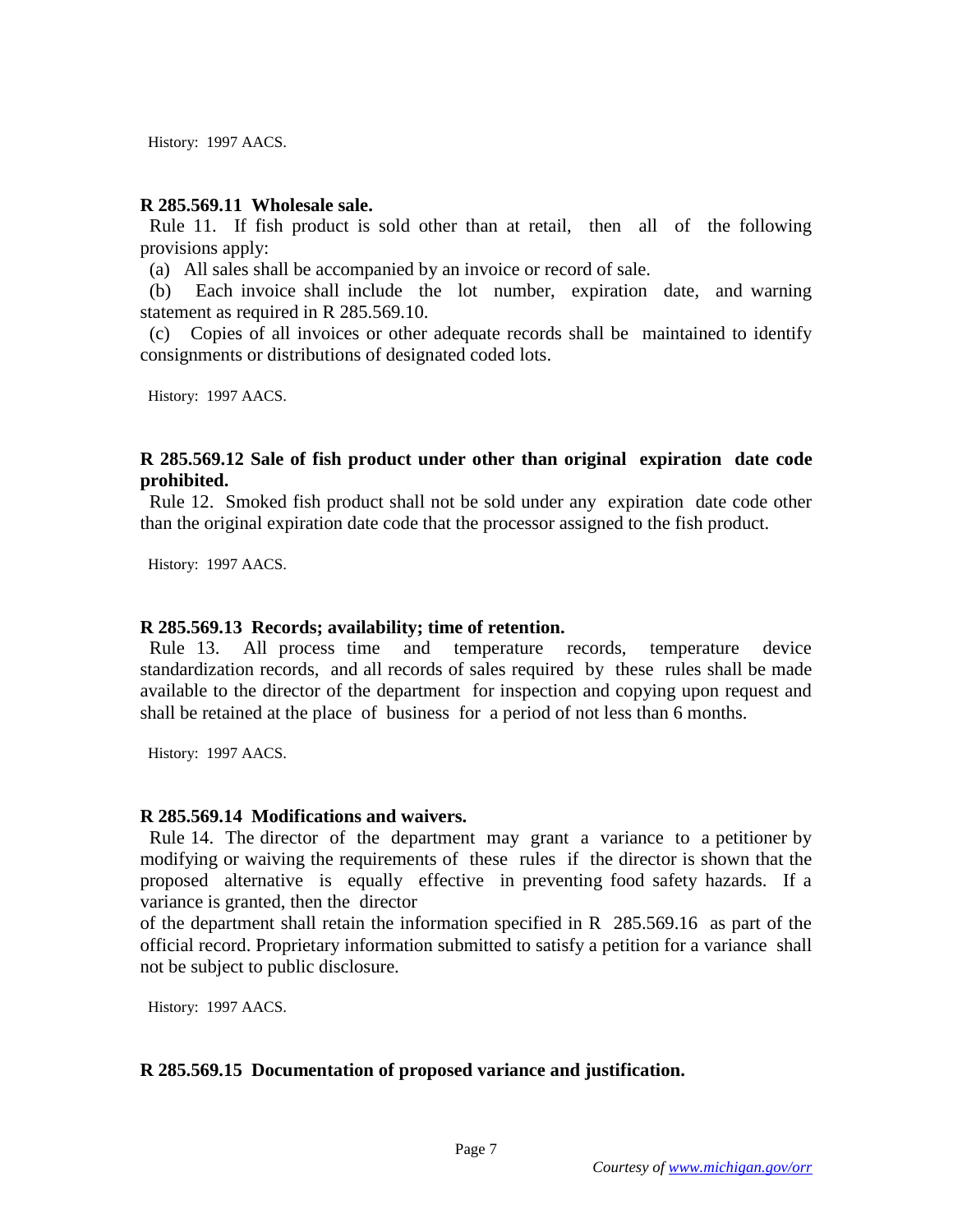History: 1997 AACS.

**R 285.569.11 Wholesale sale.**

Rule 11. If fish product is sold other than at retail, then all of the following provisions apply:

(a) All sales shall be accompanied by an invoice or record of sale.

(b) Each invoice shall include the lot number, expiration date, and warning statement as required in R 285.569.10.

(c) Copies of all invoices or other adequate records shall be maintained to identify consignments or distributions of designated coded lots.

History: 1997 AACS.

**R 285.569.12 Sale of fish product under other than original expiration date code prohibited.**

Rule 12. Smoked fish product shall not be sold under any expiration date code other than the original expiration date code that the processor assigned to the fish product.

History: 1997 AACS.

**R 285.569.13 Records; availability; time of retention.**

Rule 13. All process time and temperature records, temperature device standardization records, and all records of sales required by these rules shall be made available to the director of the department for inspection and copying upon request and shall be retained at the place of business for a period of not less than 6 months.

History: 1997 AACS.

**R 285.569.14 Modifications and waivers.**

Rule 14. The director of the department may grant a variance to a petitioner by modifying or waiving the requirements of these rules if the director is shown that the proposed alternative is equally effective in preventing food safety hazards. If a variance is granted, then the director of the department shall retain the information specified in R 285.569.16 as part of the official record. Proprietary information submitted to satisfy a petition for a variance shall not be subject to public disclosure.

History: 1997 AACS.

**R 285.569.15 Documentation of proposed variance and justification.**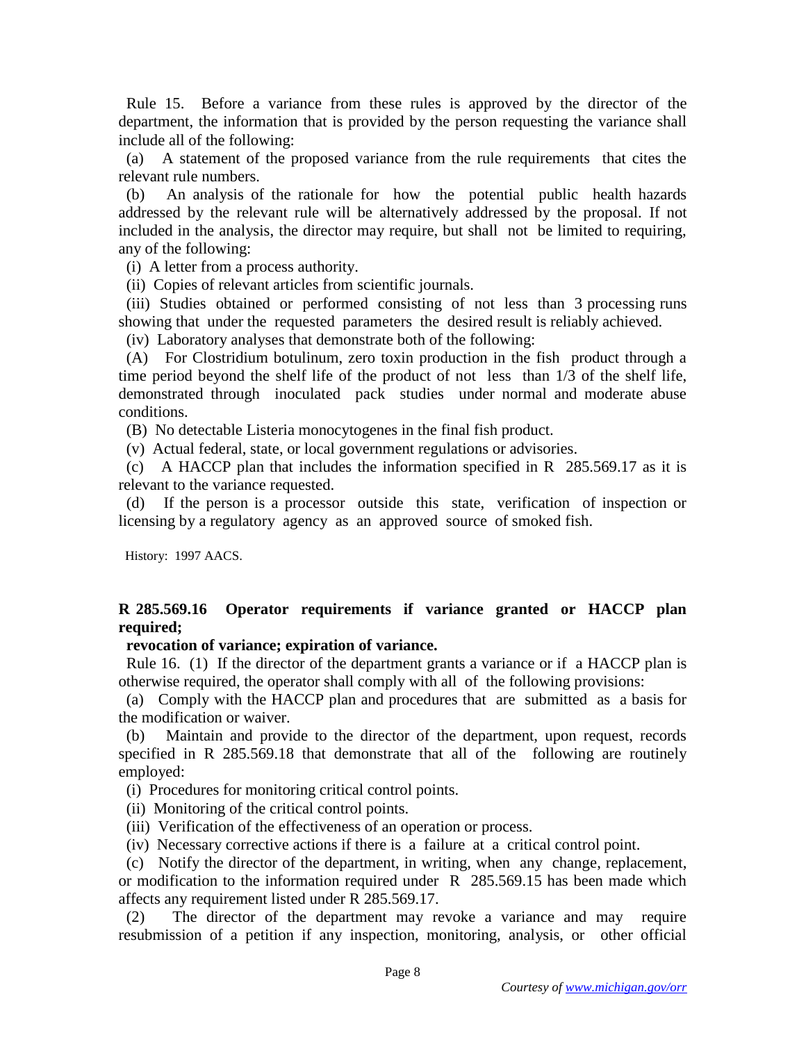Rule 15. Before a variance from these rules is approved by the director of the department, the information that is provided by the person requesting the variance shall include all of the following:

(a) A statement of the proposed variance from the rule requirements that cites the relevant rule numbers.

(b) An analysis of the rationale for how the potential public health hazards addressed by the relevant rule will be alternatively addressed by the proposal. If not included in the analysis, the director may require, but shall not be limited to requiring, any of the following:

(i) A letter from a process authority.

(ii) Copies of relevant articles from scientific journals.

(iii) Studies obtained or performed consisting of not less than 3 processing runs showing that under the requested parameters the desired result is reliably achieved.

(iv) Laboratory analyses that demonstrate both of the following:

(A) For Clostridium botulinum, zero toxin production in the fish product through a time period beyond the shelf life of the product of not less than 1/3 of the shelf life, demonstrated through inoculated pack studies under normal and moderate abuse conditions.

(B) No detectable Listeria monocytogenes in the final fish product.

(v) Actual federal, state, or local government regulations or advisories.

(c) A HACCP plan that includes the information specified in R 285.569.17 as it is relevant to the variance requested.

(d) If the person is a processor outside this state, verification of inspection or licensing by a regulatory agency as an approved source of smoked fish.

History: 1997 AACS.

**R 285.569.16 Operator requirements if variance granted or HACCP plan required;**
**revocation of variance; expiration of variance.**

Rule 16. (1) If the director of the department grants a variance or if a HACCP plan is otherwise required, the operator shall comply with all of the following provisions:

(a) Comply with the HACCP plan and procedures that are submitted as a basis for the modification or waiver.

(b) Maintain and provide to the director of the department, upon request, records specified in R 285.569.18 that demonstrate that all of the following are routinely employed:

(i) Procedures for monitoring critical control points.

(ii) Monitoring of the critical control points.

(iii) Verification of the effectiveness of an operation or process.

(iv) Necessary corrective actions if there is a failure at a critical control point.

(c) Notify the director of the department, in writing, when any change, replacement, or modification to the information required under R 285.569.15 has been made which affects any requirement listed under R 285.569.17.

(2) The director of the department may revoke a variance and may require resubmission of a petition if any inspection, monitoring, analysis, or other official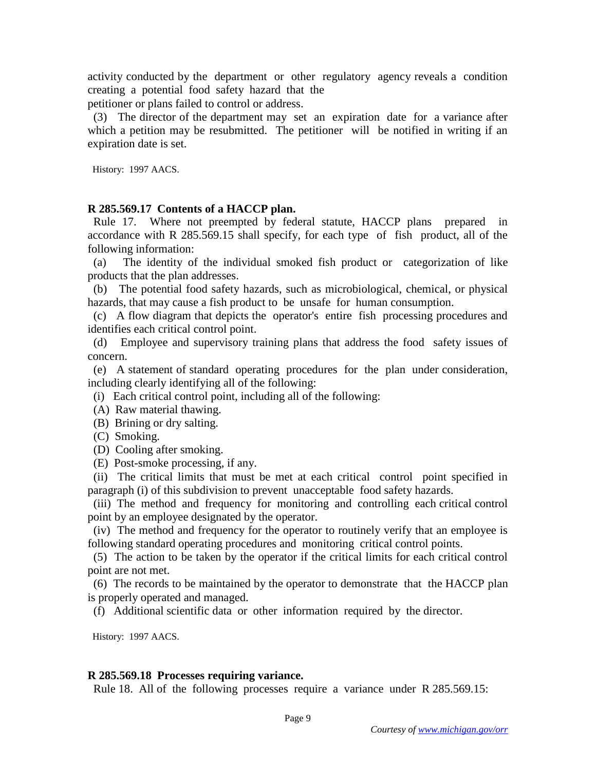activity conducted by the department or other regulatory agency reveals a condition creating a potential food safety hazard that the petitioner or plans failed to control or address.

(3) The director of the department may set an expiration date for a variance after which a petition may be resubmitted. The petitioner will be notified in writing if an expiration date is set.

History: 1997 AACS.

**R 285.569.17 Contents of a HACCP plan.**

Rule 17. Where not preempted by federal statute, HACCP plans prepared in accordance with R 285.569.15 shall specify, for each type of fish product, all of the following information:

(a) The identity of the individual smoked fish product or categorization of like products that the plan addresses.

(b) The potential food safety hazards, such as microbiological, chemical, or physical hazards, that may cause a fish product to be unsafe for human consumption.

(c) A flow diagram that depicts the operator's entire fish processing procedures and identifies each critical control point.

(d) Employee and supervisory training plans that address the food safety issues of concern.

(e) A statement of standard operating procedures for the plan under consideration, including clearly identifying all of the following:

(i) Each critical control point, including all of the following:

(A) Raw material thawing.

(B) Brining or dry salting.

(C) Smoking.

(D) Cooling after smoking.

(E) Post-smoke processing, if any.

(ii) The critical limits that must be met at each critical control point specified in paragraph (i) of this subdivision to prevent unacceptable food safety hazards.

(iii) The method and frequency for monitoring and controlling each critical control point by an employee designated by the operator.

(iv) The method and frequency for the operator to routinely verify that an employee is following standard operating procedures and monitoring critical control points.

(5) The action to be taken by the operator if the critical limits for each critical control point are not met.

(6) The records to be maintained by the operator to demonstrate that the HACCP plan is properly operated and managed.

(f) Additional scientific data or other information required by the director.

History: 1997 AACS.

**R 285.569.18 Processes requiring variance.**

Rule 18. All of the following processes require a variance under R 285.569.15: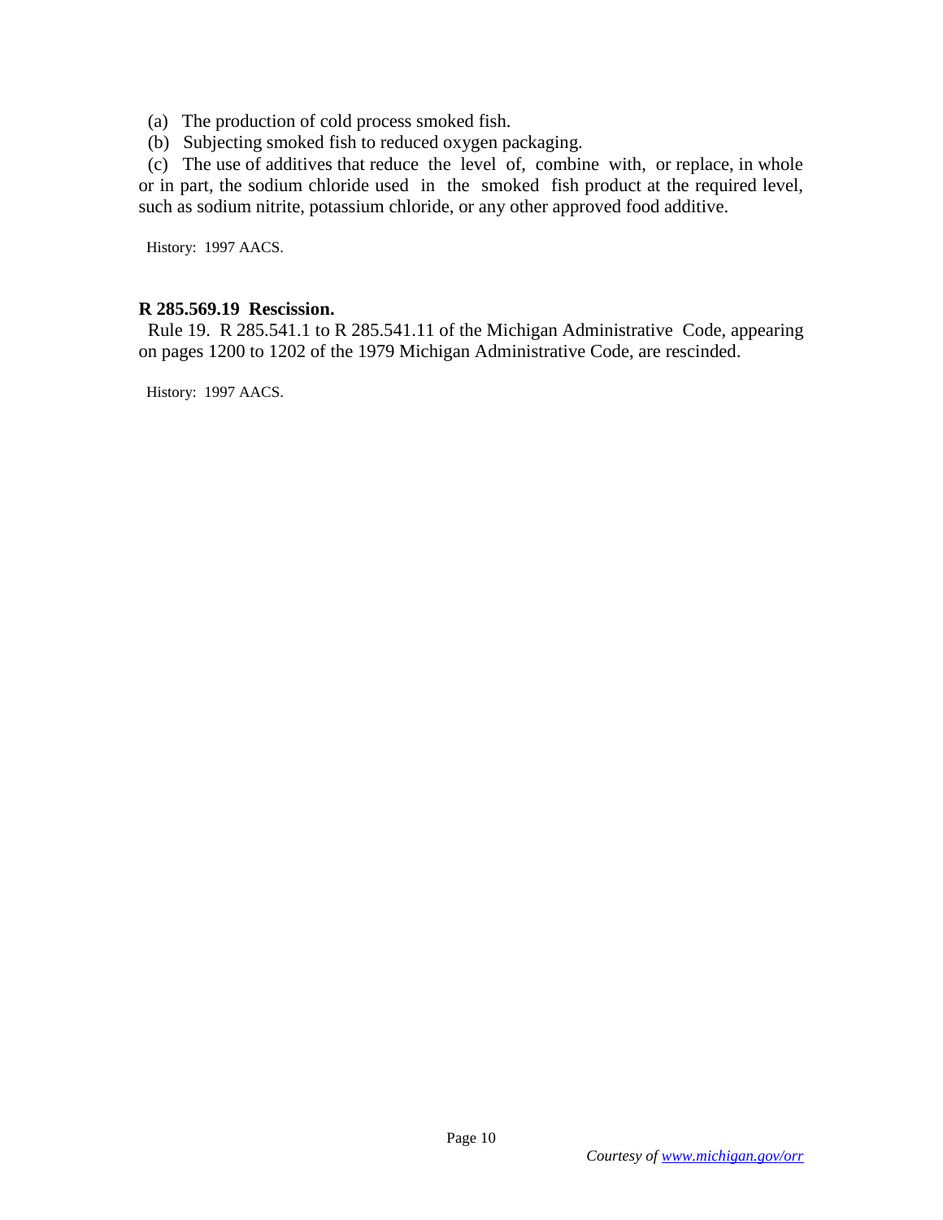(a) The production of cold process smoked fish.

(b) Subjecting smoked fish to reduced oxygen packaging.

(c) The use of additives that reduce the level of, combine with, or replace, in whole or in part, the sodium chloride used in the smoked fish product at the required level, such as sodium nitrite, potassium chloride, or any other approved food additive.

History: 1997 AACS.

**R 285.569.19 Rescission.**

Rule 19. R 285.541.1 to R 285.541.11 of the Michigan Administrative Code, appearing on pages 1200 to 1202 of the 1979 Michigan Administrative Code, are rescinded.

History: 1997 AACS.